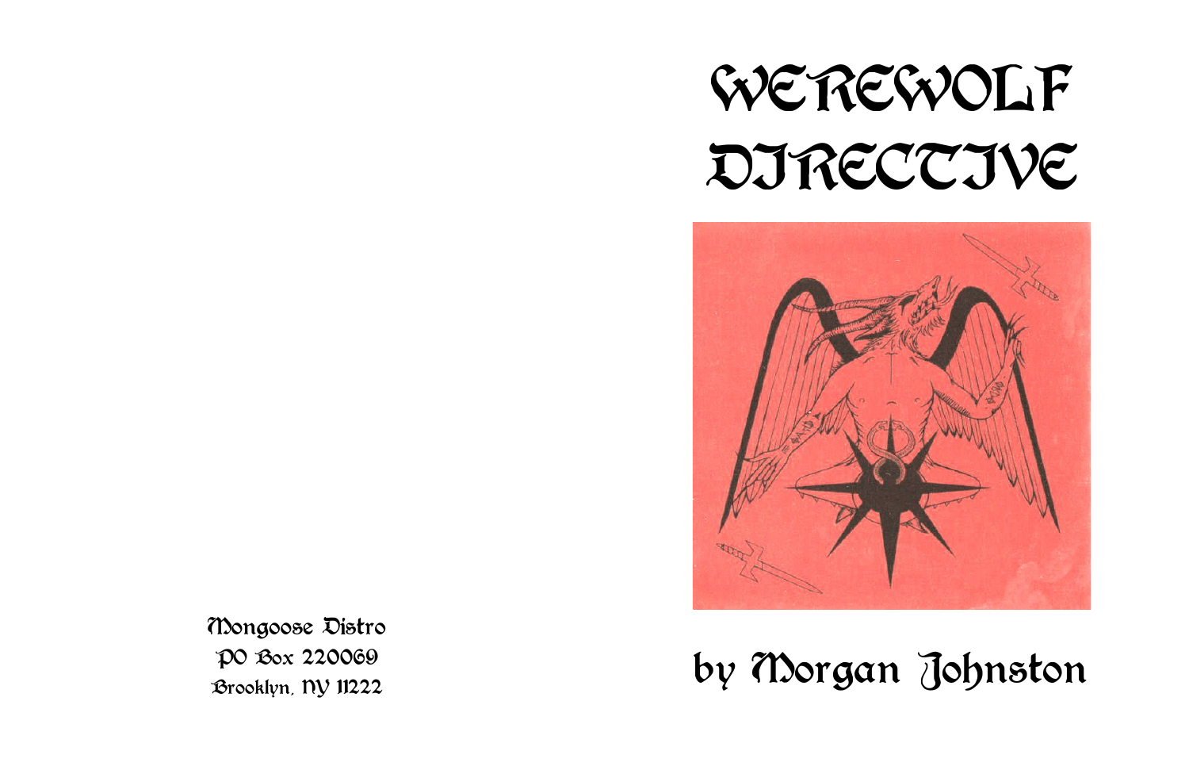Mongoose Distro
PO Box 220069
Brooklyn, NY 11222

# WEREWOLF DIRECTIVE

by Morgan Johnston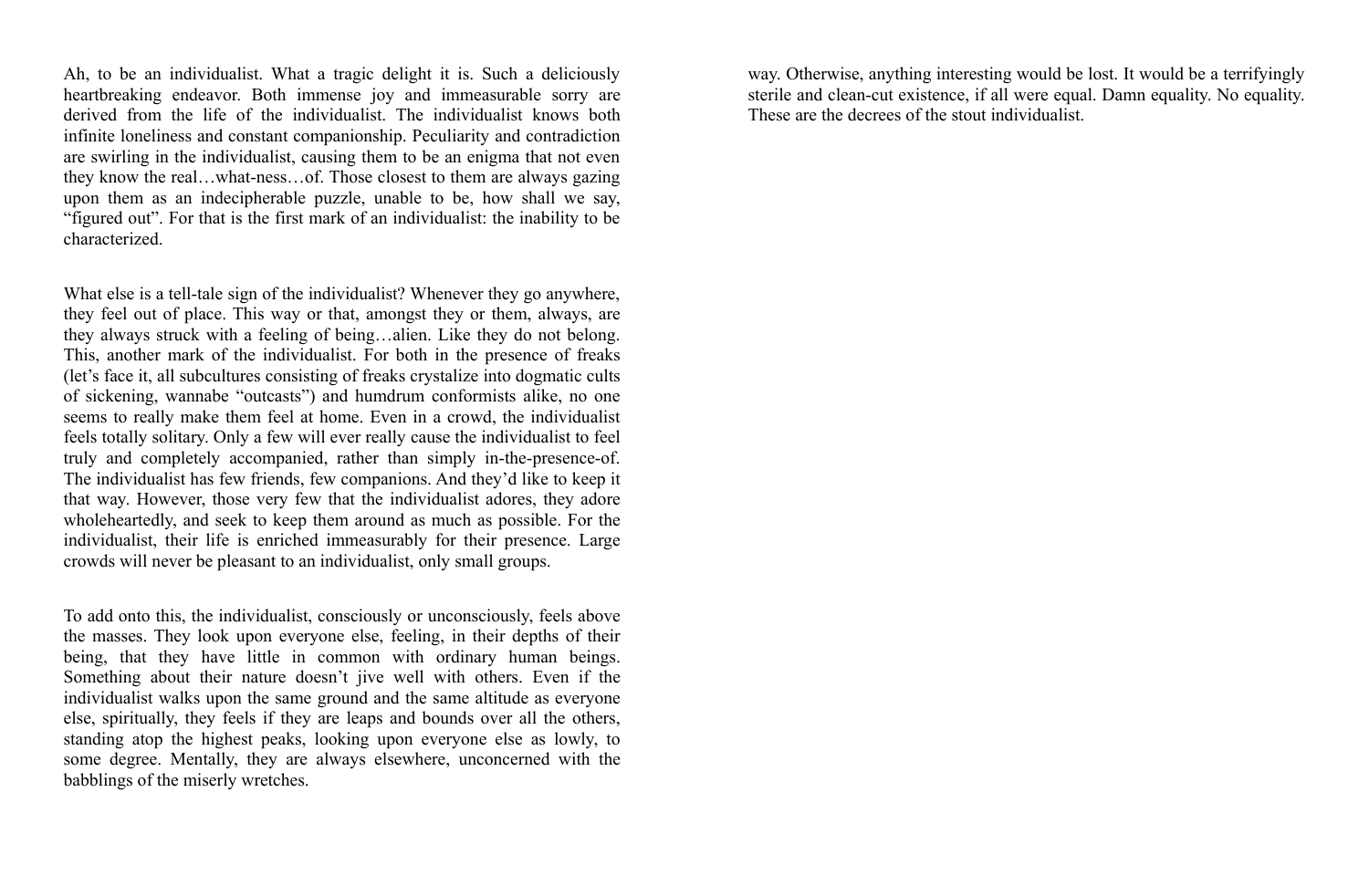Ah, to be an individualist. What a tragic delight it is. Such a deliciously heartbreaking endeavor. Both immense joy and immeasurable sorry are derived from the life of the individualist. The individualist knows both infinite loneliness and constant companionship. Peculiarity and contradiction are swirling in the individualist, causing them to be an enigma that not even they know the real…what-ness…of. Those closest to them are always gazing upon them as an indecipherable puzzle, unable to be, how shall we say, "figured out". For that is the first mark of an individualist: the inability to be characterized.

What else is a tell-tale sign of the individualist? Whenever they go anywhere, they feel out of place. This way or that, amongst they or them, always, are they always struck with a feeling of being…alien. Like they do not belong. This, another mark of the individualist. For both in the presence of freaks (let's face it, all subcultures consisting of freaks crystalize into dogmatic cults of sickening, wannabe "outcasts") and humdrum conformists alike, no one seems to really make them feel at home. Even in a crowd, the individualist feels totally solitary. Only a few will ever really cause the individualist to feel truly and completely accompanied, rather than simply in-the-presence-of. The individualist has few friends, few companions. And they'd like to keep it that way. However, those very few that the individualist adores, they adore wholeheartedly, and seek to keep them around as much as possible. For the individualist, their life is enriched immeasurably for their presence. Large crowds will never be pleasant to an individualist, only small groups.

To add onto this, the individualist, consciously or unconsciously, feels above the masses. They look upon everyone else, feeling, in their depths of their being, that they have little in common with ordinary human beings. Something about their nature doesn't jive well with others. Even if the individualist walks upon the same ground and the same altitude as everyone else, spiritually, they feels if they are leaps and bounds over all the others, standing atop the highest peaks, looking upon everyone else as lowly, to some degree. Mentally, they are always elsewhere, unconcerned with the babblings of the miserly wretches.

way. Otherwise, anything interesting would be lost. It would be a terrifyingly sterile and clean-cut existence, if all were equal. Damn equality. No equality. These are the decrees of the stout individualist.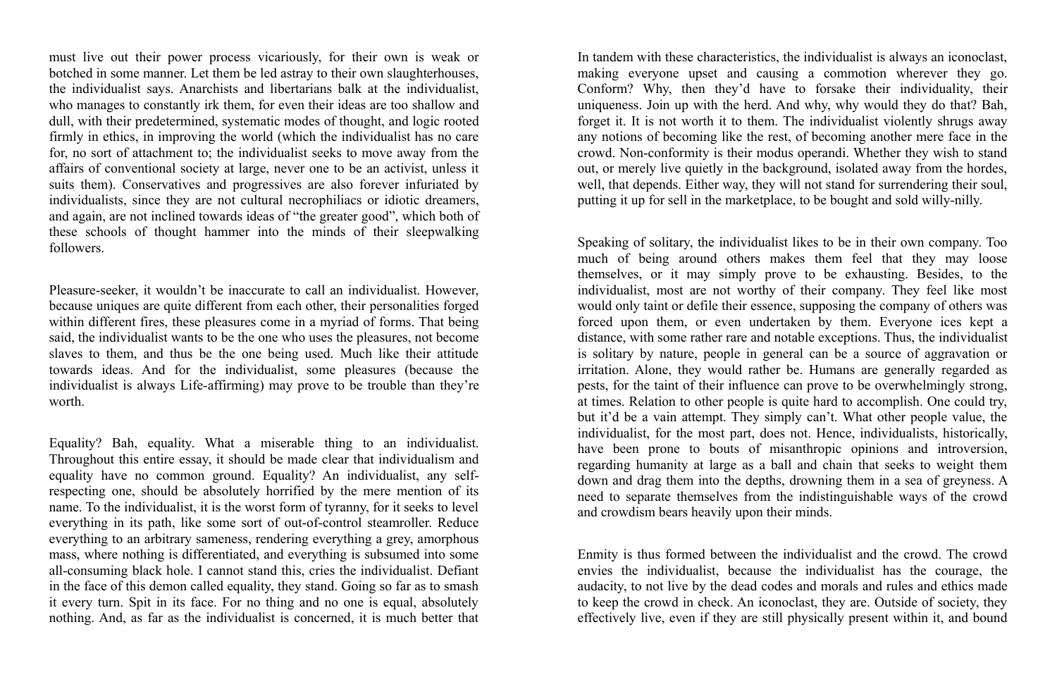must live out their power process vicariously, for their own is weak or botched in some manner. Let them be led astray to their own slaughterhouses, the individualist says. Anarchists and libertarians balk at the individualist, who manages to constantly irk them, for even their ideas are too shallow and dull, with their predetermined, systematic modes of thought, and logic rooted firmly in ethics, in improving the world (which the individualist has no care for, no sort of attachment to; the individualist seeks to move away from the affairs of conventional society at large, never one to be an activist, unless it suits them). Conservatives and progressives are also forever infuriated by individualists, since they are not cultural necrophiliacs or idiotic dreamers, and again, are not inclined towards ideas of "the greater good", which both of these schools of thought hammer into the minds of their sleepwalking followers.

Pleasure-seeker, it wouldn't be inaccurate to call an individualist. However, because uniques are quite different from each other, their personalities forged within different fires, these pleasures come in a myriad of forms. That being said, the individualist wants to be the one who uses the pleasures, not become slaves to them, and thus be the one being used. Much like their attitude towards ideas. And for the individualist, some pleasures (because the individualist is always Life-affirming) may prove to be trouble than they're worth.

Equality? Bah, equality. What a miserable thing to an individualist. Throughout this entire essay, it should be made clear that individualism and equality have no common ground. Equality? An individualist, any self-respecting one, should be absolutely horrified by the mere mention of its name. To the individualist, it is the worst form of tyranny, for it seeks to level everything in its path, like some sort of out-of-control steamroller. Reduce everything to an arbitrary sameness, rendering everything a grey, amorphous mass, where nothing is differentiated, and everything is subsumed into some all-consuming black hole. I cannot stand this, cries the individualist. Defiant in the face of this demon called equality, they stand. Going so far as to smash it every turn. Spit in its face. For no thing and no one is equal, absolutely nothing. And, as far as the individualist is concerned, it is much better that

In tandem with these characteristics, the individualist is always an iconoclast, making everyone upset and causing a commotion wherever they go. Conform? Why, then they'd have to forsake their individuality, their uniqueness. Join up with the herd. And why, why would they do that? Bah, forget it. It is not worth it to them. The individualist violently shrugs away any notions of becoming like the rest, of becoming another mere face in the crowd. Non-conformity is their modus operandi. Whether they wish to stand out, or merely live quietly in the background, isolated away from the hordes, well, that depends. Either way, they will not stand for surrendering their soul, putting it up for sell in the marketplace, to be bought and sold willy-nilly.

Speaking of solitary, the individualist likes to be in their own company. Too much of being around others makes them feel that they may loose themselves, or it may simply prove to be exhausting. Besides, to the individualist, most are not worthy of their company. They feel like most would only taint or defile their essence, supposing the company of others was forced upon them, or even undertaken by them. Everyone ices kept a distance, with some rather rare and notable exceptions. Thus, the individualist is solitary by nature, people in general can be a source of aggravation or irritation. Alone, they would rather be. Humans are generally regarded as pests, for the taint of their influence can prove to be overwhelmingly strong, at times. Relation to other people is quite hard to accomplish. One could try, but it'd be a vain attempt. They simply can't. What other people value, the individualist, for the most part, does not. Hence, individualists, historically, have been prone to bouts of misanthropic opinions and introversion, regarding humanity at large as a ball and chain that seeks to weight them down and drag them into the depths, drowning them in a sea of greyness. A need to separate themselves from the indistinguishable ways of the crowd and crowdism bears heavily upon their minds.

Enmity is thus formed between the individualist and the crowd. The crowd envies the individualist, because the individualist has the courage, the audacity, to not live by the dead codes and morals and rules and ethics made to keep the crowd in check. An iconoclast, they are. Outside of society, they effectively live, even if they are still physically present within it, and bound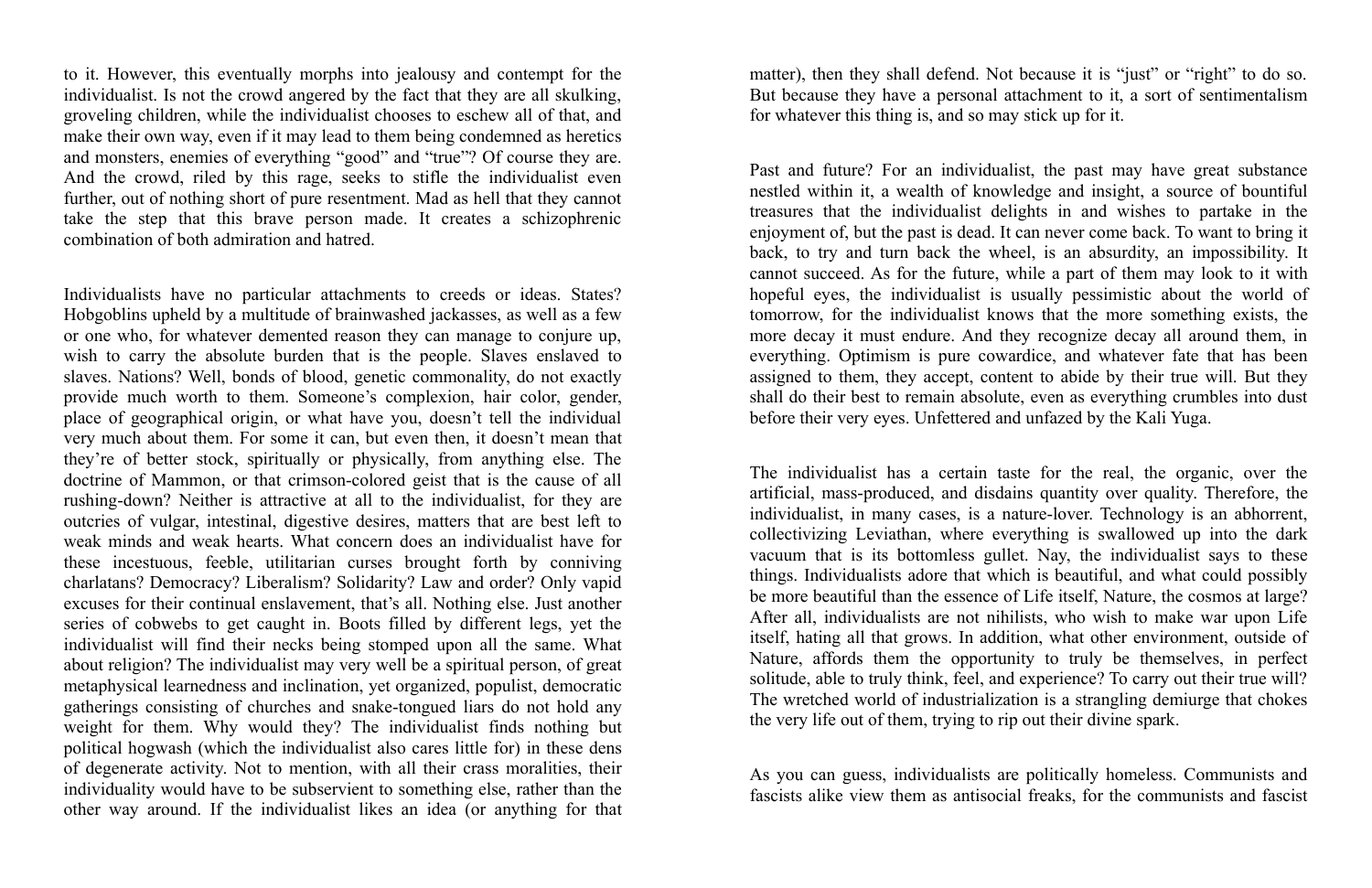to it. However, this eventually morphs into jealousy and contempt for the individualist. Is not the crowd angered by the fact that they are all skulking, groveling children, while the individualist chooses to eschew all of that, and make their own way, even if it may lead to them being condemned as heretics and monsters, enemies of everything "good" and "true"? Of course they are. And the crowd, riled by this rage, seeks to stifle the individualist even further, out of nothing short of pure resentment. Mad as hell that they cannot take the step that this brave person made. It creates a schizophrenic combination of both admiration and hatred.

Individualists have no particular attachments to creeds or ideas. States? Hobgoblins upheld by a multitude of brainwashed jackasses, as well as a few or one who, for whatever demented reason they can manage to conjure up, wish to carry the absolute burden that is the people. Slaves enslaved to slaves. Nations? Well, bonds of blood, genetic commonality, do not exactly provide much worth to them. Someone's complexion, hair color, gender, place of geographical origin, or what have you, doesn't tell the individual very much about them. For some it can, but even then, it doesn't mean that they're of better stock, spiritually or physically, from anything else. The doctrine of Mammon, or that crimson-colored geist that is the cause of all rushing-down? Neither is attractive at all to the individualist, for they are outcries of vulgar, intestinal, digestive desires, matters that are best left to weak minds and weak hearts. What concern does an individualist have for these incestuous, feeble, utilitarian curses brought forth by conniving charlatans? Democracy? Liberalism? Solidarity? Law and order? Only vapid excuses for their continual enslavement, that's all. Nothing else. Just another series of cobwebs to get caught in. Boots filled by different legs, yet the individualist will find their necks being stomped upon all the same. What about religion? The individualist may very well be a spiritual person, of great metaphysical learnedness and inclination, yet organized, populist, democratic gatherings consisting of churches and snake-tongued liars do not hold any weight for them. Why would they? The individualist finds nothing but political hogwash (which the individualist also cares little for) in these dens of degenerate activity. Not to mention, with all their crass moralities, their individuality would have to be subservient to something else, rather than the other way around. If the individualist likes an idea (or anything for that matter), then they shall defend. Not because it is "just" or "right" to do so. But because they have a personal attachment to it, a sort of sentimentalism for whatever this thing is, and so may stick up for it.

Past and future? For an individualist, the past may have great substance nestled within it, a wealth of knowledge and insight, a source of bountiful treasures that the individualist delights in and wishes to partake in the enjoyment of, but the past is dead. It can never come back. To want to bring it back, to try and turn back the wheel, is an absurdity, an impossibility. It cannot succeed. As for the future, while a part of them may look to it with hopeful eyes, the individualist is usually pessimistic about the world of tomorrow, for the individualist knows that the more something exists, the more decay it must endure. And they recognize decay all around them, in everything. Optimism is pure cowardice, and whatever fate that has been assigned to them, they accept, content to abide by their true will. But they shall do their best to remain absolute, even as everything crumbles into dust before their very eyes. Unfettered and unfazed by the Kali Yuga.

The individualist has a certain taste for the real, the organic, over the artificial, mass-produced, and disdains quantity over quality. Therefore, the individualist, in many cases, is a nature-lover. Technology is an abhorrent, collectivizing Leviathan, where everything is swallowed up into the dark vacuum that is its bottomless gullet. Nay, the individualist says to these things. Individualists adore that which is beautiful, and what could possibly be more beautiful than the essence of Life itself, Nature, the cosmos at large? After all, individualists are not nihilists, who wish to make war upon Life itself, hating all that grows. In addition, what other environment, outside of Nature, affords them the opportunity to truly be themselves, in perfect solitude, able to truly think, feel, and experience? To carry out their true will? The wretched world of industrialization is a strangling demiurge that chokes the very life out of them, trying to rip out their divine spark.

As you can guess, individualists are politically homeless. Communists and fascists alike view them as antisocial freaks, for the communists and fascist